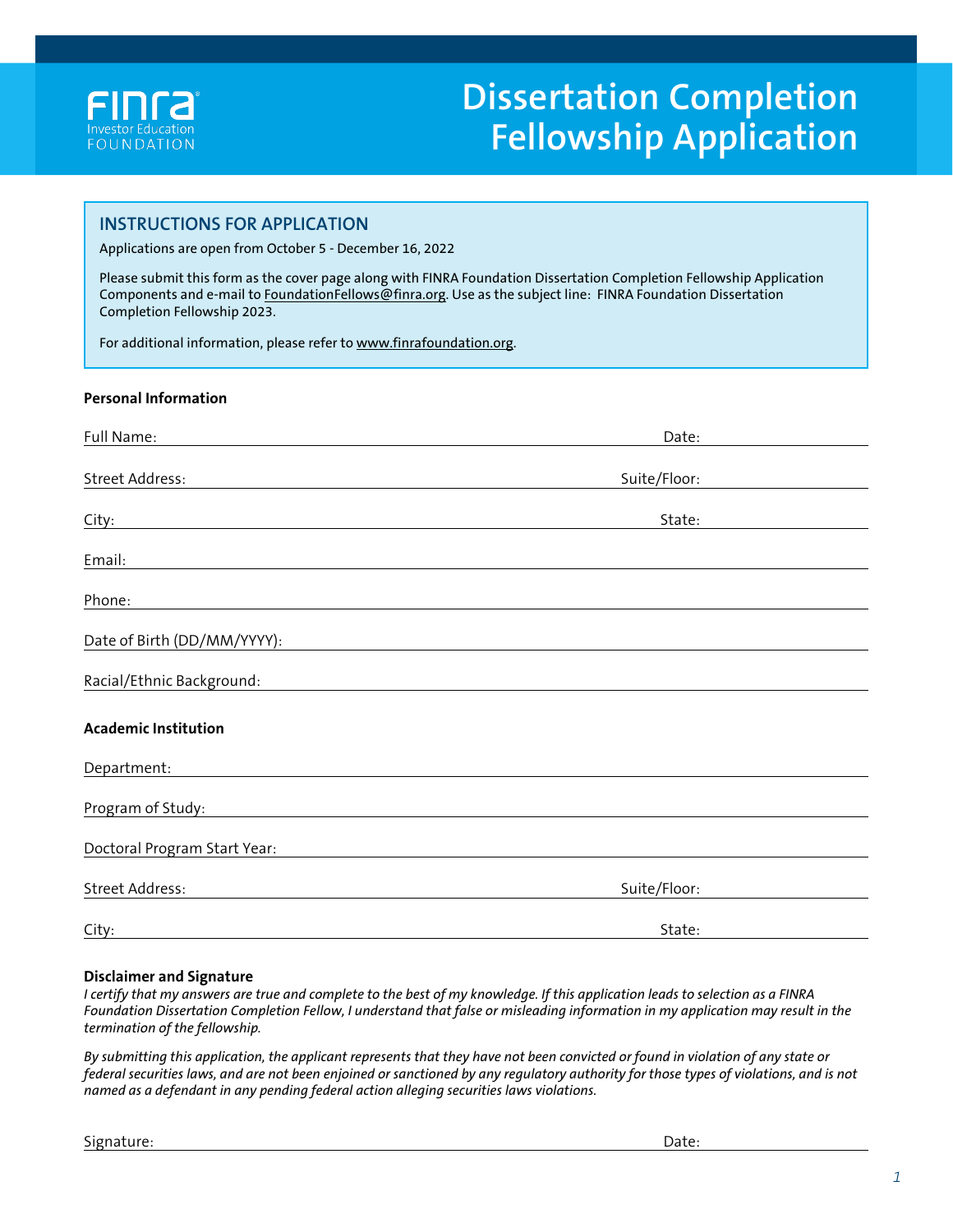FINRA Investor Education FOUNDATION

# Dissertation Completion Fellowship Application

## INSTRUCTIONS FOR APPLICATION

Applications are open from October 5 - December 16, 2022

Please submit this form as the cover page along with FINRA Foundation Dissertation Completion Fellowship Application Components and e-mail to FoundationFellows@finra.org. Use as the subject line: FINRA Foundation Dissertation Completion Fellowship 2023.

For additional information, please refer to www.finrafoundation.org.

**Personal Information**

Full Name: ______________________ Date: ______________________

Street Address: ______________________ Suite/Floor: ______________________

City: ______________________ State: ______________________

Email: ______________________

Phone: ______________________

Date of Birth (DD/MM/YYYY): ______________________

Racial/Ethnic Background: ______________________

**Academic Institution**

Department: ______________________

Program of Study: ______________________

Doctoral Program Start Year: ______________________

Street Address: ______________________ Suite/Floor: ______________________

City: ______________________ State: ______________________

**Disclaimer and Signature**

*I certify that my answers are true and complete to the best of my knowledge. If this application leads to selection as a FINRA Foundation Dissertation Completion Fellow, I understand that false or misleading information in my application may result in the termination of the fellowship.*

*By submitting this application, the applicant represents that they have not been convicted or found in violation of any state or federal securities laws, and are not been enjoined or sanctioned by any regulatory authority for those types of violations, and is not named as a defendant in any pending federal action alleging securities laws violations.*

Signature: ______________________ Date: ______________________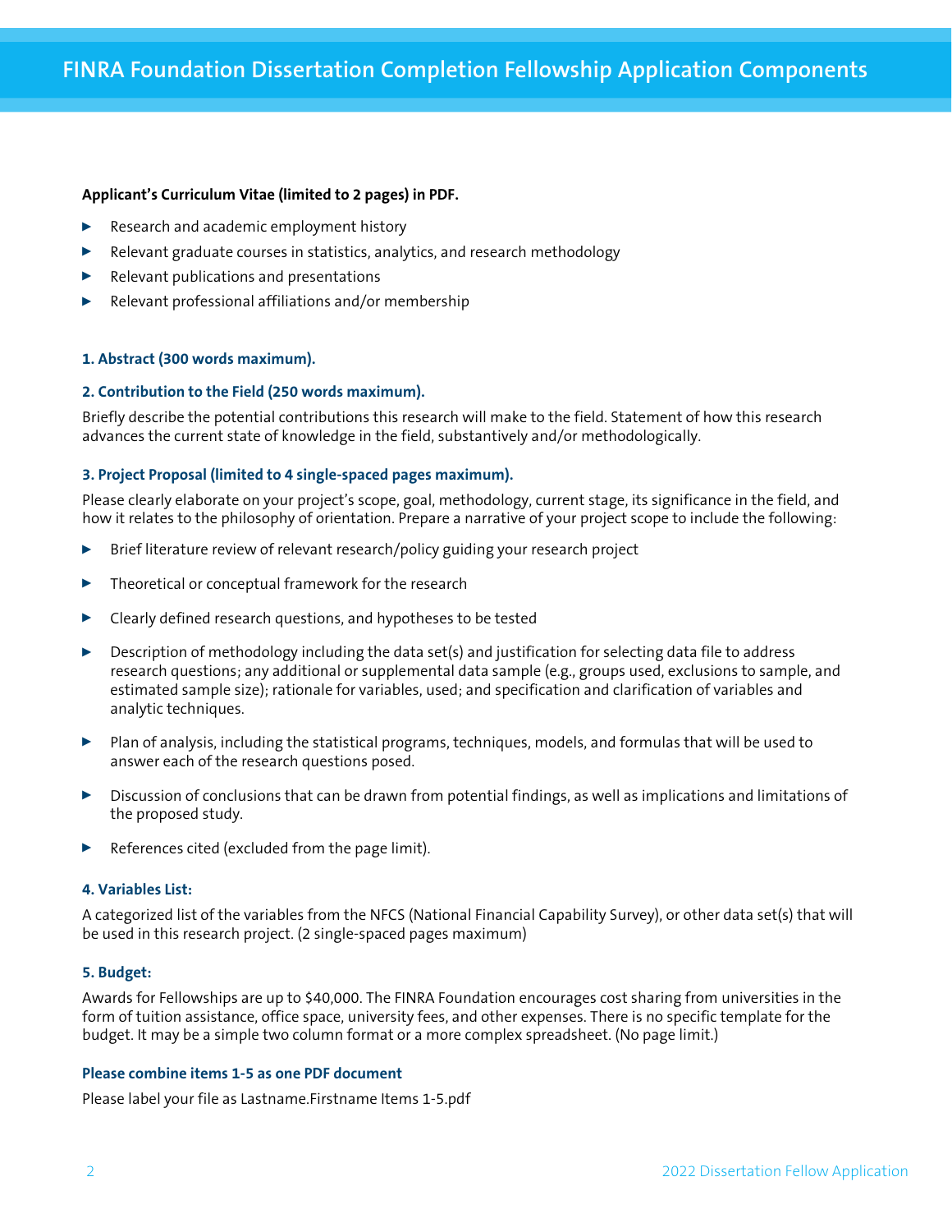# FINRA Foundation Dissertation Completion Fellowship Application Components

**Applicant's Curriculum Vitae (limited to 2 pages) in PDF.**

- Research and academic employment history
- Relevant graduate courses in statistics, analytics, and research methodology
- Relevant publications and presentations
- Relevant professional affiliations and/or membership

### 1. Abstract (300 words maximum).

### 2. Contribution to the Field (250 words maximum).

Briefly describe the potential contributions this research will make to the field. Statement of how this research advances the current state of knowledge in the field, substantively and/or methodologically.

### 3. Project Proposal (limited to 4 single-spaced pages maximum).

Please clearly elaborate on your project's scope, goal, methodology, current stage, its significance in the field, and how it relates to the philosophy of orientation. Prepare a narrative of your project scope to include the following:

- Brief literature review of relevant research/policy guiding your research project
- Theoretical or conceptual framework for the research
- Clearly defined research questions, and hypotheses to be tested
- Description of methodology including the data set(s) and justification for selecting data file to address research questions; any additional or supplemental data sample (e.g., groups used, exclusions to sample, and estimated sample size); rationale for variables, used; and specification and clarification of variables and analytic techniques.
- Plan of analysis, including the statistical programs, techniques, models, and formulas that will be used to answer each of the research questions posed.
- Discussion of conclusions that can be drawn from potential findings, as well as implications and limitations of the proposed study.
- References cited (excluded from the page limit).

### 4. Variables List:

A categorized list of the variables from the NFCS (National Financial Capability Survey), or other data set(s) that will be used in this research project. (2 single-spaced pages maximum)

### 5. Budget:

Awards for Fellowships are up to $40,000. The FINRA Foundation encourages cost sharing from universities in the form of tuition assistance, office space, university fees, and other expenses. There is no specific template for the budget. It may be a simple two column format or a more complex spreadsheet. (No page limit.)

### Please combine items 1-5 as one PDF document

Please label your file as Lastname.Firstname Items 1-5.pdf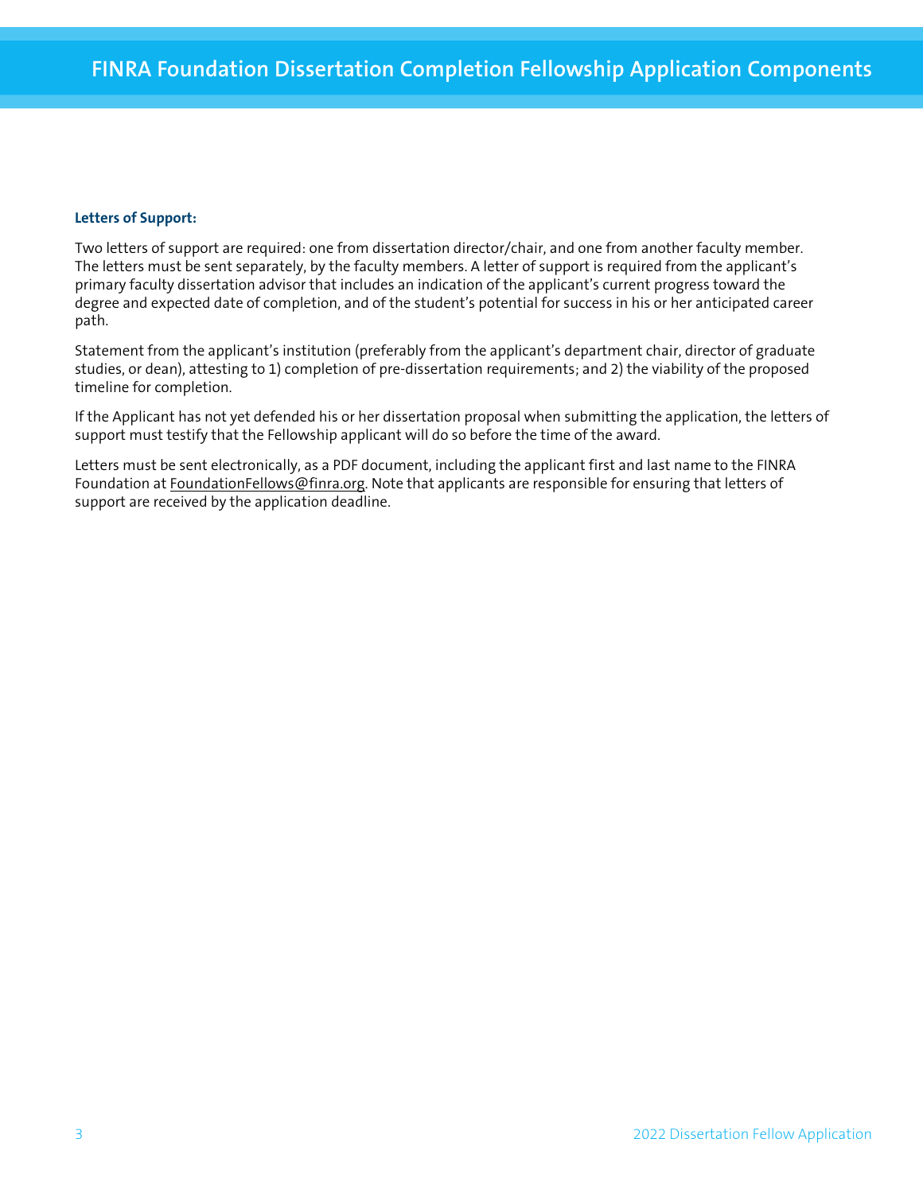# FINRA Foundation Dissertation Completion Fellowship Application Components

**Letters of Support:**

Two letters of support are required: one from dissertation director/chair, and one from another faculty member. The letters must be sent separately, by the faculty members. A letter of support is required from the applicant's primary faculty dissertation advisor that includes an indication of the applicant's current progress toward the degree and expected date of completion, and of the student's potential for success in his or her anticipated career path.

Statement from the applicant's institution (preferably from the applicant's department chair, director of graduate studies, or dean), attesting to 1) completion of pre-dissertation requirements; and 2) the viability of the proposed timeline for completion.

If the Applicant has not yet defended his or her dissertation proposal when submitting the application, the letters of support must testify that the Fellowship applicant will do so before the time of the award.

Letters must be sent electronically, as a PDF document, including the applicant first and last name to the FINRA Foundation at FoundationFellows@finra.org. Note that applicants are responsible for ensuring that letters of support are received by the application deadline.